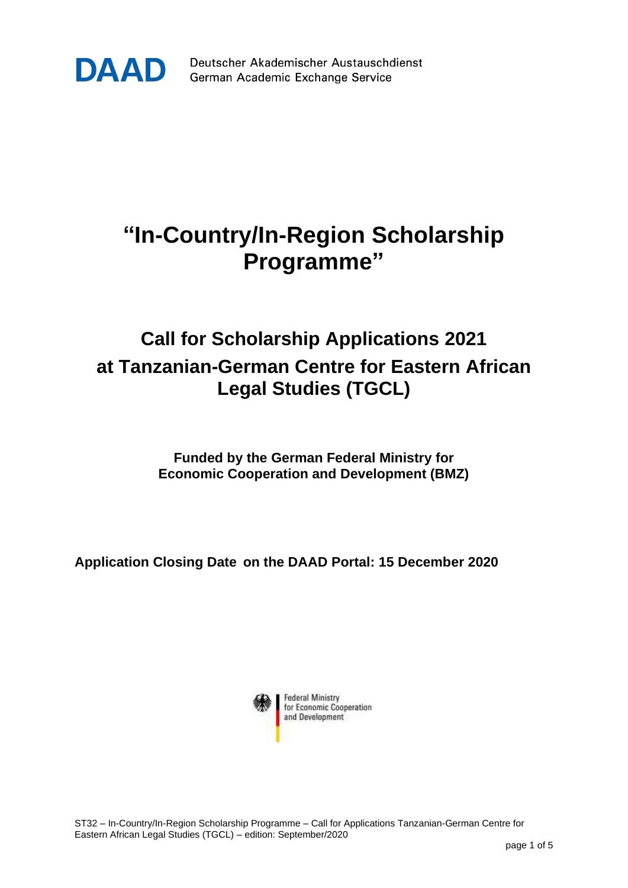DAAD

Deutscher Akademischer Austauschdienst
German Academic Exchange Service

# "In-Country/In-Region Scholarship Programme"

## Call for Scholarship Applications 2021 at Tanzanian-German Centre for Eastern African Legal Studies (TGCL)

**Funded by the German Federal Ministry for Economic Cooperation and Development (BMZ)**

**Application Closing Date on the DAAD Portal: 15 December 2020**

Federal Ministry for Economic Cooperation and Development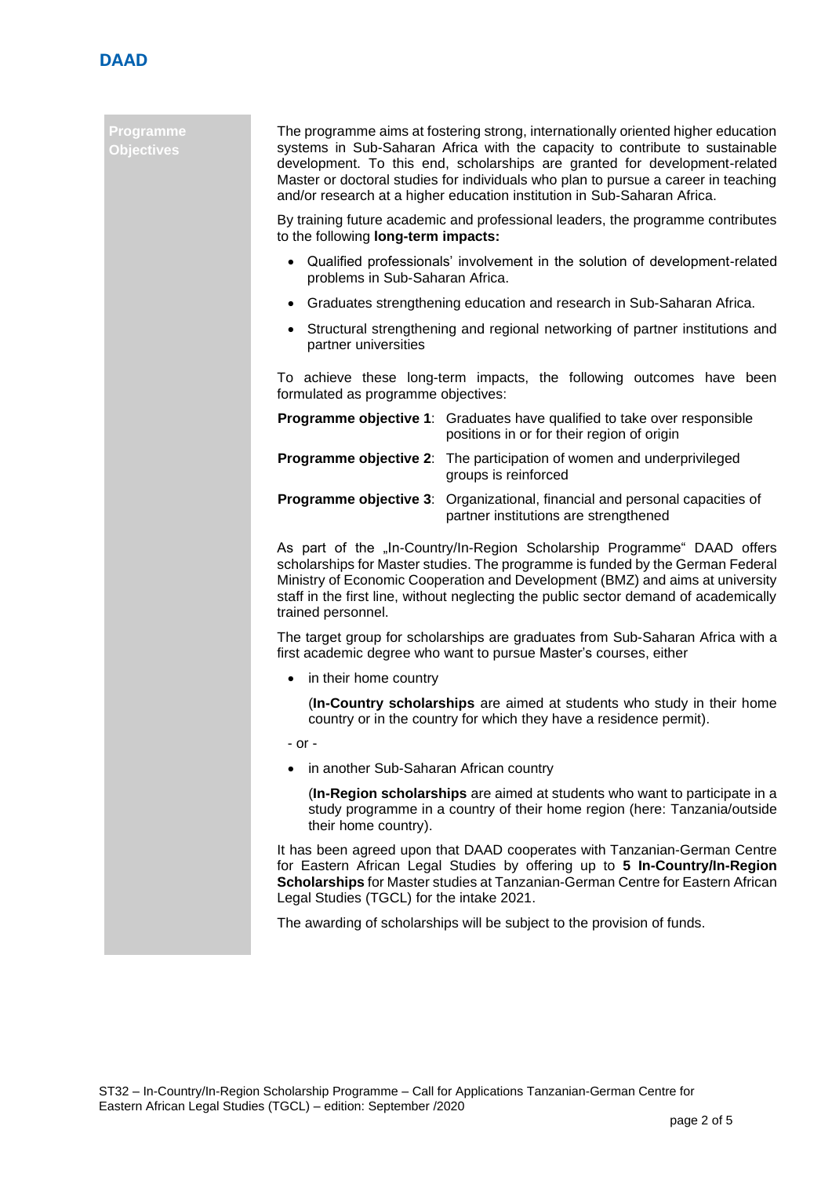## Programme Objectives

The programme aims at fostering strong, internationally oriented higher education systems in Sub-Saharan Africa with the capacity to contribute to sustainable development. To this end, scholarships are granted for development-related Master or doctoral studies for individuals who plan to pursue a career in teaching and/or research at a higher education institution in Sub-Saharan Africa.

By training future academic and professional leaders, the programme contributes to the following **long-term impacts:**

- Qualified professionals' involvement in the solution of development-related problems in Sub-Saharan Africa.
- Graduates strengthening education and research in Sub-Saharan Africa.
- Structural strengthening and regional networking of partner institutions and partner universities

To achieve these long-term impacts, the following outcomes have been formulated as programme objectives:

**Programme objective 1**: Graduates have qualified to take over responsible positions in or for their region of origin

**Programme objective 2**: The participation of women and underprivileged groups is reinforced

**Programme objective 3**: Organizational, financial and personal capacities of partner institutions are strengthened

As part of the „In-Country/In-Region Scholarship Programme" DAAD offers scholarships for Master studies. The programme is funded by the German Federal Ministry of Economic Cooperation and Development (BMZ) and aims at university staff in the first line, without neglecting the public sector demand of academically trained personnel.

The target group for scholarships are graduates from Sub-Saharan Africa with a first academic degree who want to pursue Master's courses, either

- in their home country

  (**In-Country scholarships** are aimed at students who study in their home country or in the country for which they have a residence permit).

- or -

- in another Sub-Saharan African country

  (**In-Region scholarships** are aimed at students who want to participate in a study programme in a country of their home region (here: Tanzania/outside their home country).

It has been agreed upon that DAAD cooperates with Tanzanian-German Centre for Eastern African Legal Studies by offering up to **5 In-Country/In-Region Scholarships** for Master studies at Tanzanian-German Centre for Eastern African Legal Studies (TGCL) for the intake 2021.

The awarding of scholarships will be subject to the provision of funds.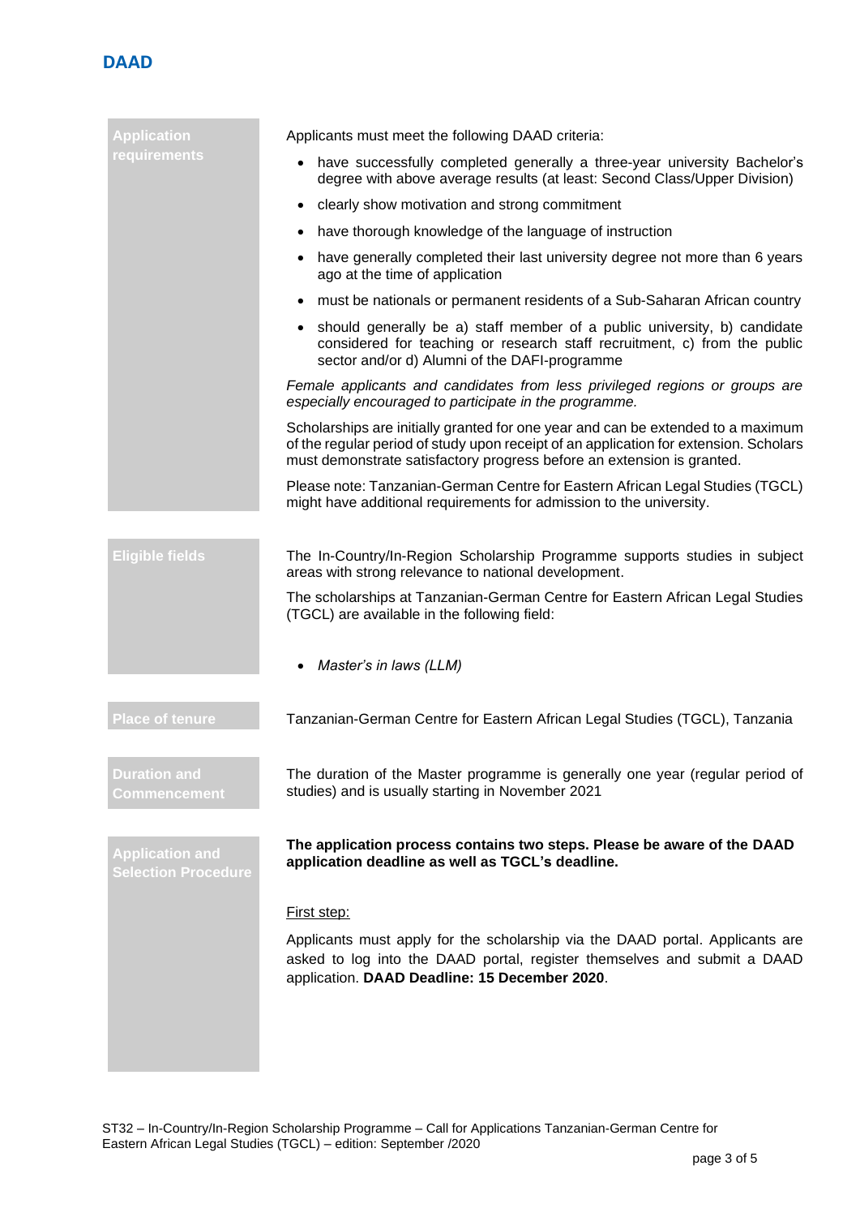## Application requirements

Applicants must meet the following DAAD criteria:

- have successfully completed generally a three-year university Bachelor's degree with above average results (at least: Second Class/Upper Division)
- clearly show motivation and strong commitment
- have thorough knowledge of the language of instruction
- have generally completed their last university degree not more than 6 years ago at the time of application
- must be nationals or permanent residents of a Sub-Saharan African country
- should generally be a) staff member of a public university, b) candidate considered for teaching or research staff recruitment, c) from the public sector and/or d) Alumni of the DAFI-programme

*Female applicants and candidates from less privileged regions or groups are especially encouraged to participate in the programme.*

Scholarships are initially granted for one year and can be extended to a maximum of the regular period of study upon receipt of an application for extension. Scholars must demonstrate satisfactory progress before an extension is granted.

Please note: Tanzanian-German Centre for Eastern African Legal Studies (TGCL) might have additional requirements for admission to the university.

## Eligible fields

The In-Country/In-Region Scholarship Programme supports studies in subject areas with strong relevance to national development.

The scholarships at Tanzanian-German Centre for Eastern African Legal Studies (TGCL) are available in the following field:

- *Master's in laws (LLM)*

## Place of tenure

Tanzanian-German Centre for Eastern African Legal Studies (TGCL), Tanzania

## Duration and Commencement

The duration of the Master programme is generally one year (regular period of studies) and is usually starting in November 2021

## Application and Selection Procedure

**The application process contains two steps. Please be aware of the DAAD application deadline as well as TGCL's deadline.**

First step:

Applicants must apply for the scholarship via the DAAD portal. Applicants are asked to log into the DAAD portal, register themselves and submit a DAAD application. **DAAD Deadline: 15 December 2020**.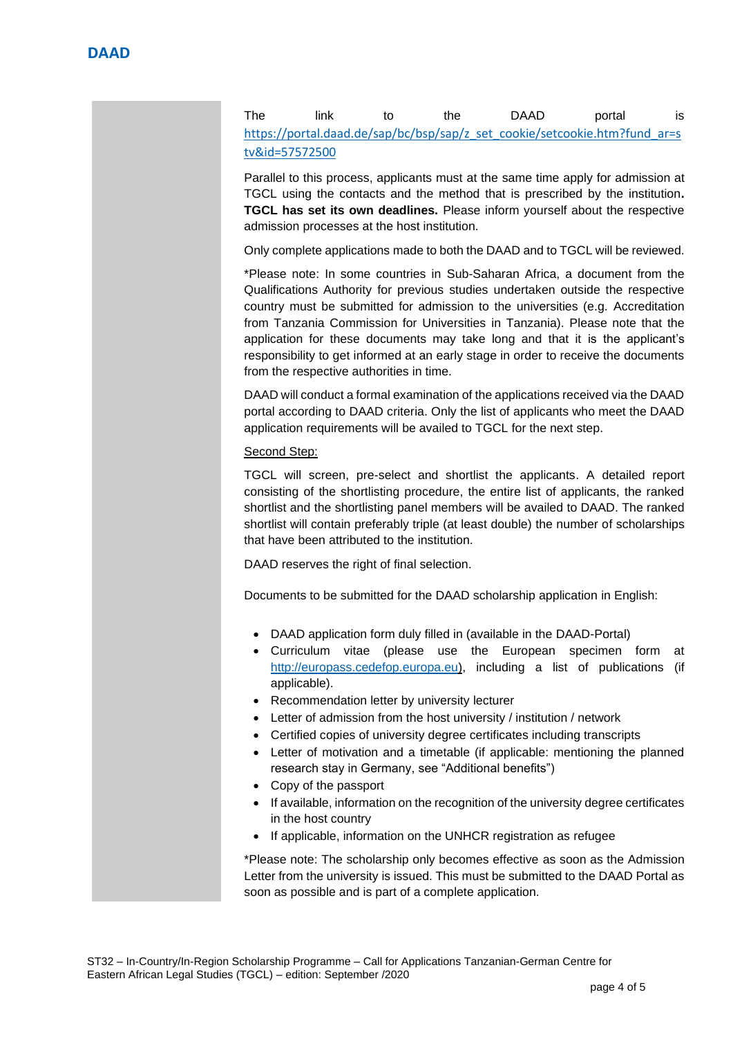The link to the DAAD portal is https://portal.daad.de/sap/bc/bsp/sap/z_set_cookie/setcookie.htm?fund_ar=stv&id=57572500

Parallel to this process, applicants must at the same time apply for admission at TGCL using the contacts and the method that is prescribed by the institution**. TGCL has set its own deadlines.** Please inform yourself about the respective admission processes at the host institution.

Only complete applications made to both the DAAD and to TGCL will be reviewed.

*Please note: In some countries in Sub-Saharan Africa, a document from the Qualifications Authority for previous studies undertaken outside the respective country must be submitted for admission to the universities (e.g. Accreditation from Tanzania Commission for Universities in Tanzania). Please note that the application for these documents may take long and that it is the applicant's responsibility to get informed at an early stage in order to receive the documents from the respective authorities in time.

DAAD will conduct a formal examination of the applications received via the DAAD portal according to DAAD criteria. Only the list of applicants who meet the DAAD application requirements will be availed to TGCL for the next step.

<u>Second Step:</u>

TGCL will screen, pre-select and shortlist the applicants. A detailed report consisting of the shortlisting procedure, the entire list of applicants, the ranked shortlist and the shortlisting panel members will be availed to DAAD. The ranked shortlist will contain preferably triple (at least double) the number of scholarships that have been attributed to the institution.

DAAD reserves the right of final selection.

Documents to be submitted for the DAAD scholarship application in English:

- DAAD application form duly filled in (available in the DAAD-Portal)
- Curriculum vitae (please use the European specimen form at http://europass.cedefop.europa.eu), including a list of publications (if applicable).
- Recommendation letter by university lecturer
- Letter of admission from the host university / institution / network
- Certified copies of university degree certificates including transcripts
- Letter of motivation and a timetable (if applicable: mentioning the planned research stay in Germany, see "Additional benefits")
- Copy of the passport
- If available, information on the recognition of the university degree certificates in the host country
- If applicable, information on the UNHCR registration as refugee

*Please note: The scholarship only becomes effective as soon as the Admission Letter from the university is issued. This must be submitted to the DAAD Portal as soon as possible and is part of a complete application.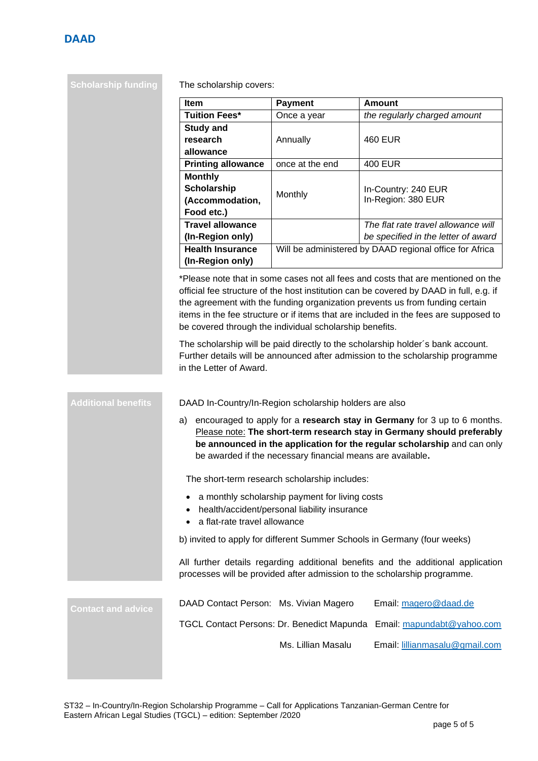## Scholarship funding

The scholarship covers:

| Item | Payment | Amount |
|---|---|---|
| **Tuition Fees*** | Once a year | *the regularly charged amount* |
| **Study and research allowance** | Annually | 460 EUR |
| **Printing allowance** | once at the end | 400 EUR |
| **Monthly Scholarship (Accommodation, Food etc.)** | Monthly | In-Country: 240 EUR<br>In-Region: 380 EUR |
| **Travel allowance (In-Region only)** | | *The flat rate travel allowance will be specified in the letter of award* |
| **Health Insurance (In-Region only)** | Will be administered by DAAD regional office for Africa | |

*Please note that in some cases not all fees and costs that are mentioned on the official fee structure of the host institution can be covered by DAAD in full, e.g. if the agreement with the funding organization prevents us from funding certain items in the fee structure or if items that are included in the fees are supposed to be covered through the individual scholarship benefits.

The scholarship will be paid directly to the scholarship holder´s bank account. Further details will be announced after admission to the scholarship programme in the Letter of Award.

## Additional benefits

DAAD In-Country/In-Region scholarship holders are also

a) encouraged to apply for a **research stay in Germany** for 3 up to 6 months. Please note: **The short-term research stay in Germany should preferably be announced in the application for the regular scholarship** and can only be awarded if the necessary financial means are available**.**

The short-term research scholarship includes:

- a monthly scholarship payment for living costs
- health/accident/personal liability insurance
- a flat-rate travel allowance

b) invited to apply for different Summer Schools in Germany (four weeks)

All further details regarding additional benefits and the additional application processes will be provided after admission to the scholarship programme.

## Contact and advice

DAAD Contact Person: Ms. Vivian Magero Email: magero@daad.de

TGCL Contact Persons: Dr. Benedict Mapunda Email: mapundabt@yahoo.com

Ms. Lillian Masalu Email: lillianmasalu@gmail.com

ST32 – In-Country/In-Region Scholarship Programme – Call for Applications Tanzanian-German Centre for Eastern African Legal Studies (TGCL) – edition: September /2020